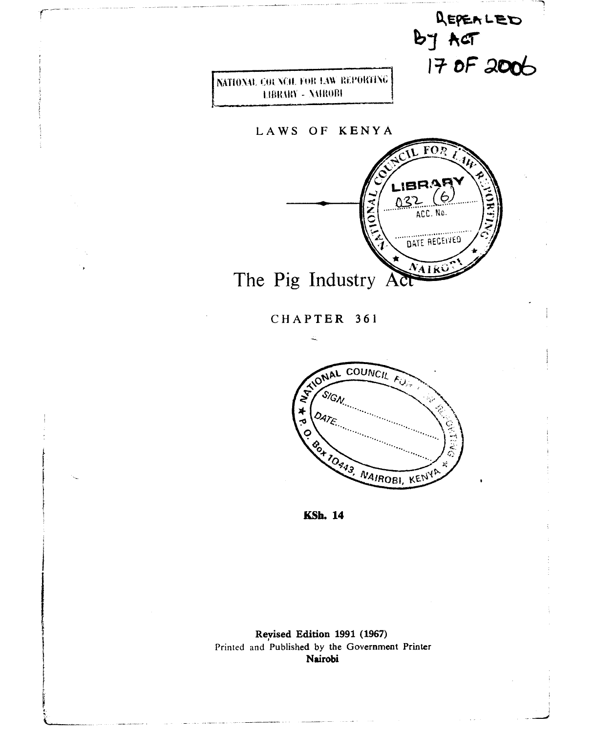REPEALED BY ACT 17 OF 2006

NATIONAL COUNCIL FOR LAW REPORTING LIBRARY - NAIROBI

LAWS OF KENYA

# The Pig Industry Act

CHAPTER 361

**KSh. 14**

**Revised Edition 1991 (1967)**
Printed and Published by the Government Printer
**Nairobi**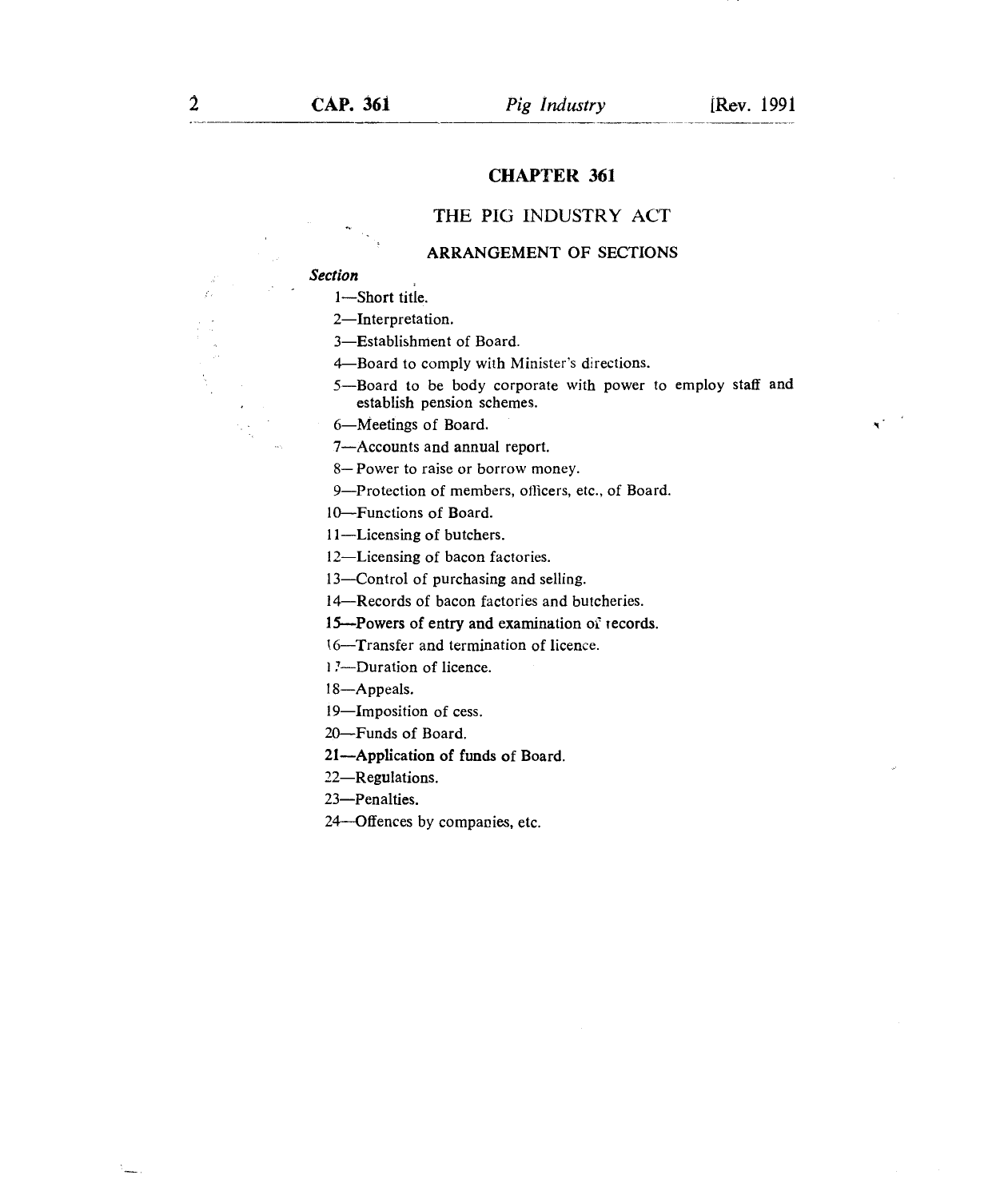# CHAPTER 361

## THE PIG INDUSTRY ACT

### ARRANGEMENT OF SECTIONS

*Section*

1—Short title.

2—Interpretation.

3—Establishment of Board.

4—Board to comply with Minister's directions.

5—Board to be body corporate with power to employ staff and establish pension schemes.

6—Meetings of Board.

7—Accounts and annual report.

8—Power to raise or borrow money.

9—Protection of members, officers, etc., of Board.

10—Functions of Board.

11—Licensing of butchers.

12—Licensing of bacon factories.

13—Control of purchasing and selling.

14—Records of bacon factories and butcheries.

15—Powers of entry and examination of records.

16—Transfer and termination of licence.

17—Duration of licence.

18—Appeals.

19—Imposition of cess.

20—Funds of Board.

21—Application of funds of Board.

22—Regulations.

23—Penalties.

24—Offences by companies, etc.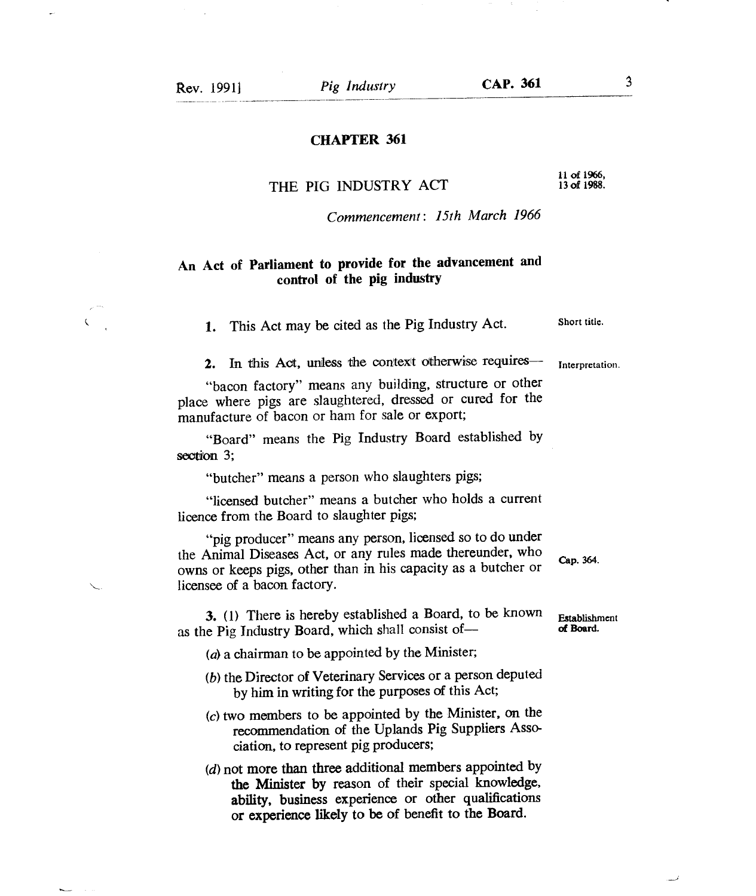# CHAPTER 361

## THE PIG INDUSTRY ACT

11 of 1966,
13 of 1988.

*Commencement: 15th March 1966*

**An Act of Parliament to provide for the advancement and control of the pig industry**

**1.** This Act may be cited as the Pig Industry Act. — Short title.

**2.** In this Act, unless the context otherwise requires— — Interpretation.

"bacon factory" means any building, structure or other place where pigs are slaughtered, dressed or cured for the manufacture of bacon or ham for sale or export;

"Board" means the Pig Industry Board established by section 3;

"butcher" means a person who slaughters pigs;

"licensed butcher" means a butcher who holds a current licence from the Board to slaughter pigs;

"pig producer" means any person, licensed so to do under the Animal Diseases Act, or any rules made thereunder, who owns or keeps pigs, other than in his capacity as a butcher or licensee of a bacon factory. — Cap. 364.

**3.** (1) There is hereby established a Board, to be known as the Pig Industry Board, which shall consist of— — Establishment of Board.

(*a*) a chairman to be appointed by the Minister;

(*b*) the Director of Veterinary Services or a person deputed by him in writing for the purposes of this Act;

(*c*) two members to be appointed by the Minister, on the recommendation of the Uplands Pig Suppliers Association, to represent pig producers;

(*d*) not more than three additional members appointed by the Minister by reason of their special knowledge, ability, business experience or other qualifications or experience likely to be of benefit to the Board.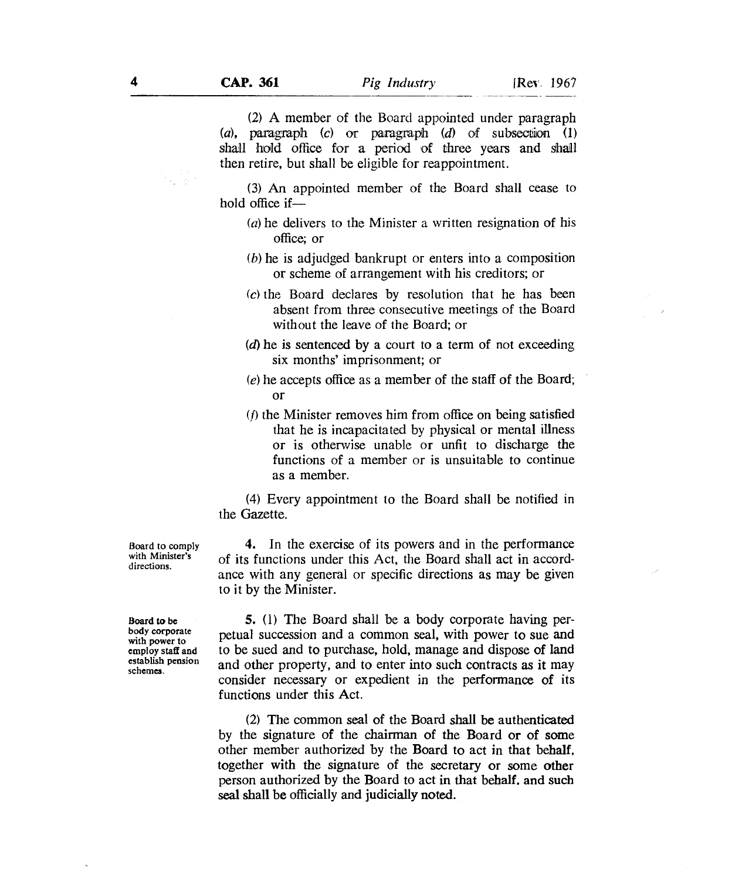(2) A member of the Board appointed under paragraph (*a*), paragraph (*c*) or paragraph (*d*) of subsection (1) shall hold office for a period of three years and shall then retire, but shall be eligible for reappointment.

(3) An appointed member of the Board shall cease to hold office if—

(*a*) he delivers to the Minister a written resignation of his office; or

(*b*) he is adjudged bankrupt or enters into a composition or scheme of arrangement with his creditors; or

(*c*) the Board declares by resolution that he has been absent from three consecutive meetings of the Board without the leave of the Board; or

(*d*) he is sentenced by a court to a term of not exceeding six months' imprisonment; or

(*e*) he accepts office as a member of the staff of the Board; or

(*f*) the Minister removes him from office on being satisfied that he is incapacitated by physical or mental illness or is otherwise unable or unfit to discharge the functions of a member or is unsuitable to continue as a member.

(4) Every appointment to the Board shall be notified in the Gazette.

*Board to comply with Minister's directions.*

**4.** In the exercise of its powers and in the performance of its functions under this Act, the Board shall act in accordance with any general or specific directions as may be given to it by the Minister.

*Board to be body corporate with power to employ staff and establish pension schemes.*

**5.** (1) The Board shall be a body corporate having perpetual succession and a common seal, with power to sue and to be sued and to purchase, hold, manage and dispose of land and other property, and to enter into such contracts as it may consider necessary or expedient in the performance of its functions under this Act.

(2) The common seal of the Board shall be authenticated by the signature of the chairman of the Board or of some other member authorized by the Board to act in that behalf, together with the signature of the secretary or some other person authorized by the Board to act in that behalf. and such seal shall be officially and judicially noted.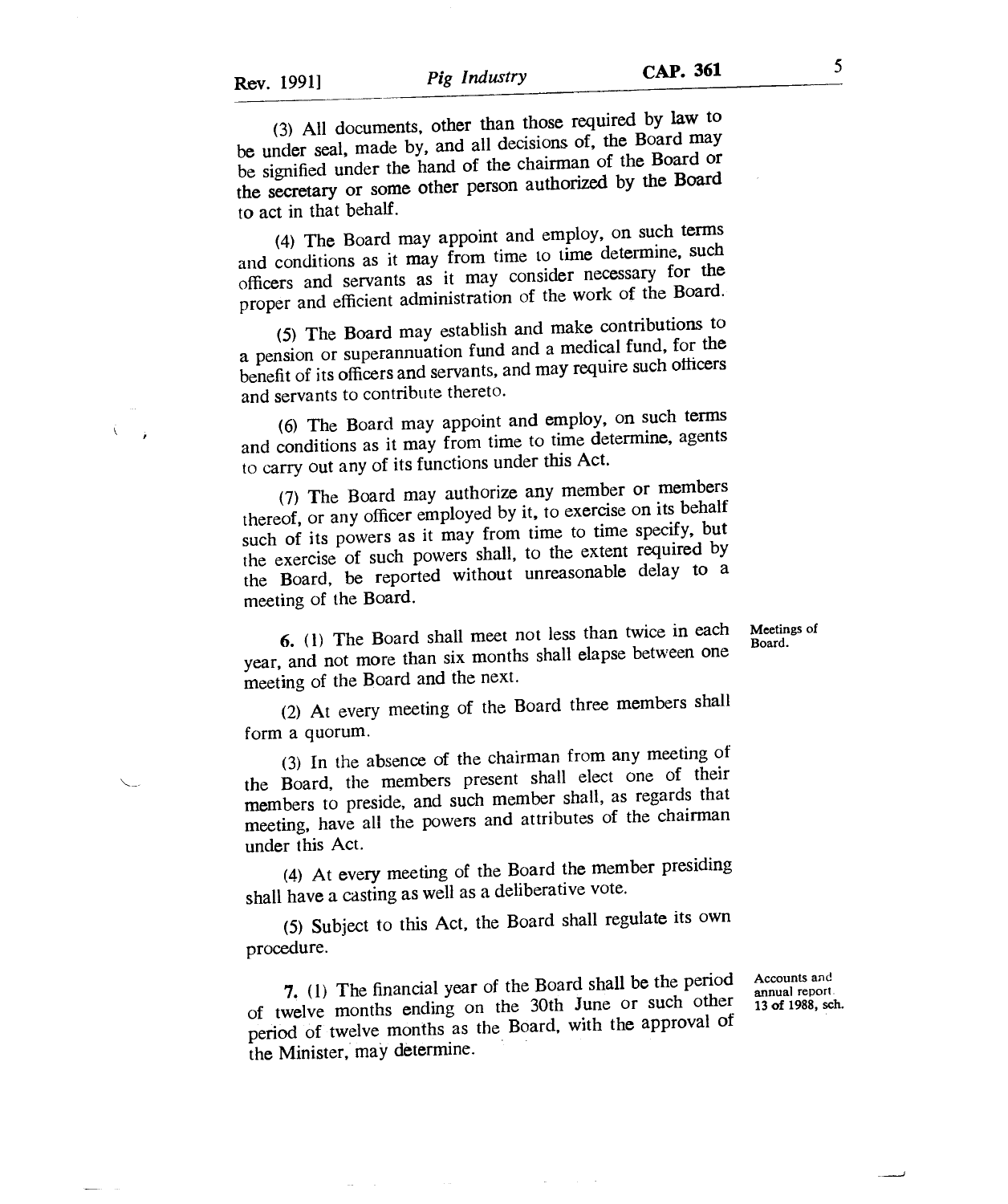(3) All documents, other than those required by law to be under seal, made by, and all decisions of, the Board may be signified under the hand of the chairman of the Board or the secretary or some other person authorized by the Board to act in that behalf.

(4) The Board may appoint and employ, on such terms and conditions as it may from time to time determine, such officers and servants as it may consider necessary for the proper and efficient administration of the work of the Board.

(5) The Board may establish and make contributions to a pension or superannuation fund and a medical fund, for the benefit of its officers and servants, and may require such officers and servants to contribute thereto.

(6) The Board may appoint and employ, on such terms and conditions as it may from time to time determine, agents to carry out any of its functions under this Act.

(7) The Board may authorize any member or members thereof, or any officer employed by it, to exercise on its behalf such of its powers as it may from time to time specify, but the exercise of such powers shall, to the extent required by the Board, be reported without unreasonable delay to a meeting of the Board.

Meetings of Board.

**6.** (1) The Board shall meet not less than twice in each year, and not more than six months shall elapse between one meeting of the Board and the next.

(2) At every meeting of the Board three members shall form a quorum.

(3) In the absence of the chairman from any meeting of the Board, the members present shall elect one of their members to preside, and such member shall, as regards that meeting, have all the powers and attributes of the chairman under this Act.

(4) At every meeting of the Board the member presiding shall have a casting as well as a deliberative vote.

(5) Subject to this Act, the Board shall regulate its own procedure.

Accounts and annual report. 13 of 1988, sch.

**7.** (1) The financial year of the Board shall be the period of twelve months ending on the 30th June or such other period of twelve months as the Board, with the approval of the Minister, may determine.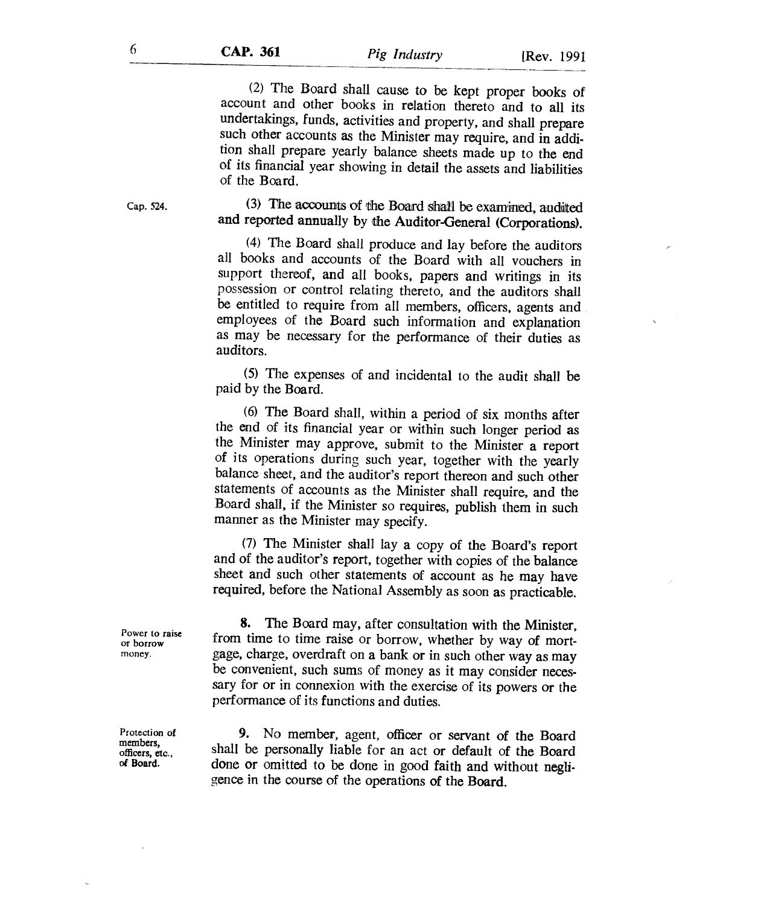(2) The Board shall cause to be kept proper books of account and other books in relation thereto and to all its undertakings, funds, activities and property, and shall prepare such other accounts as the Minister may require, and in addition shall prepare yearly balance sheets made up to the end of its financial year showing in detail the assets and liabilities of the Board.

Cap. 524.

(3) The accounts of the Board shall be examined, audited and reported annually by the Auditor-General (Corporations).

(4) The Board shall produce and lay before the auditors all books and accounts of the Board with all vouchers in support thereof, and all books, papers and writings in its possession or control relating thereto, and the auditors shall be entitled to require from all members, officers, agents and employees of the Board such information and explanation as may be necessary for the performance of their duties as auditors.

(5) The expenses of and incidental to the audit shall be paid by the Board.

(6) The Board shall, within a period of six months after the end of its financial year or within such longer period as the Minister may approve, submit to the Minister a report of its operations during such year, together with the yearly balance sheet, and the auditor's report thereon and such other statements of accounts as the Minister shall require, and the Board shall, if the Minister so requires, publish them in such manner as the Minister may specify.

(7) The Minister shall lay a copy of the Board's report and of the auditor's report, together with copies of the balance sheet and such other statements of account as he may have required, before the National Assembly as soon as practicable.

Power to raise or borrow money.

**8.** The Board may, after consultation with the Minister, from time to time raise or borrow, whether by way of mortgage, charge, overdraft on a bank or in such other way as may be convenient, such sums of money as it may consider necessary for or in connexion with the exercise of its powers or the performance of its functions and duties.

Protection of members, officers, etc., of Board.

**9.** No member, agent, officer or servant of the Board shall be personally liable for an act or default of the Board done or omitted to be done in good faith and without negligence in the course of the operations of the Board.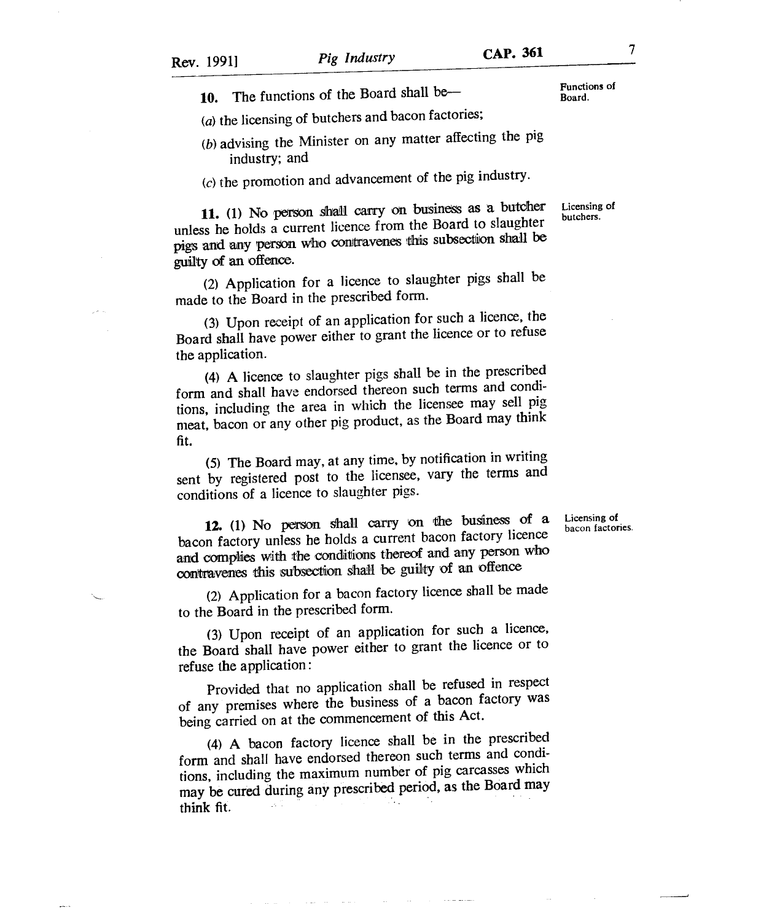**10.** The functions of the Board shall be—

*Functions of Board.*

(*a*) the licensing of butchers and bacon factories;

(*b*) advising the Minister on any matter affecting the pig industry; and

(*c*) the promotion and advancement of the pig industry.

**11.** (1) No person shall carry on business as a butcher unless he holds a current licence from the Board to slaughter pigs and any person who contravenes this subsection shall be guilty of an offence.

*Licensing of butchers.*

(2) Application for a licence to slaughter pigs shall be made to the Board in the prescribed form.

(3) Upon receipt of an application for such a licence, the Board shall have power either to grant the licence or to refuse the application.

(4) A licence to slaughter pigs shall be in the prescribed form and shall have endorsed thereon such terms and conditions, including the area in which the licensee may sell pig meat, bacon or any other pig product, as the Board may think fit.

(5) The Board may, at any time, by notification in writing sent by registered post to the licensee, vary the terms and conditions of a licence to slaughter pigs.

**12.** (1) No person shall carry on the business of a bacon factory unless he holds a current bacon factory licence and complies with the conditions thereof and any person who contravenes this subsection shall be guilty of an offence

*Licensing of bacon factories.*

(2) Application for a bacon factory licence shall be made to the Board in the prescribed form.

(3) Upon receipt of an application for such a licence, the Board shall have power either to grant the licence or to refuse the application:

Provided that no application shall be refused in respect of any premises where the business of a bacon factory was being carried on at the commencement of this Act.

(4) A bacon factory licence shall be in the prescribed form and shall have endorsed thereon such terms and conditions, including the maximum number of pig carcasses which may be cured during any prescribed period, as the Board may think fit.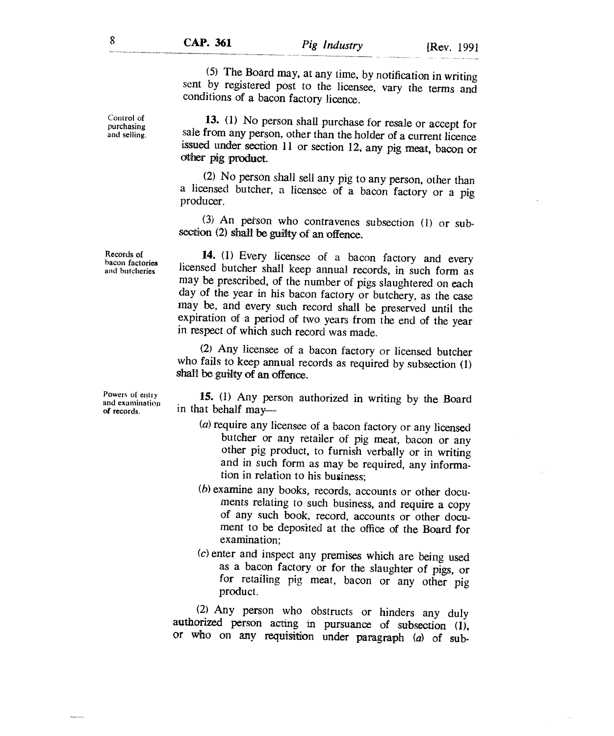(5) The Board may, at any time, by notification in writing sent by registered post to the licensee, vary the terms and conditions of a bacon factory licence.

Control of purchasing and selling.

**13.** (1) No person shall purchase for resale or accept for sale from any person, other than the holder of a current licence issued under section 11 or section 12, any pig meat, bacon or other pig product.

(2) No person shall sell any pig to any person, other than a licensed butcher, a licensee of a bacon factory or a pig producer.

(3) An person who contravenes subsection (1) or subsection (2) shall be guilty of an offence.

Records of bacon factories and butcheries

**14.** (1) Every licensee of a bacon factory and every licensed butcher shall keep annual records, in such form as may be prescribed, of the number of pigs slaughtered on each day of the year in his bacon factory or butchery, as the case may be, and every such record shall be preserved until the expiration of a period of two years from the end of the year in respect of which such record was made.

(2) Any licensee of a bacon factory or licensed butcher who fails to keep annual records as required by subsection (1) shall be guilty of an offence.

Powers of entry and examination of records.

**15.** (1) Any person authorized in writing by the Board in that behalf may—

(*a*) require any licensee of a bacon factory or any licensed butcher or any retailer of pig meat, bacon or any other pig product, to furnish verbally or in writing and in such form as may be required, any information in relation to his business;

(*b*) examine any books, records, accounts or other documents relating to such business, and require a copy of any such book, record, accounts or other document to be deposited at the office of the Board for examination;

(*c*) enter and inspect any premises which are being used as a bacon factory or for the slaughter of pigs, or for retailing pig meat, bacon or any other pig product.

(2) Any person who obstructs or hinders any duly authorized person acting in pursuance of subsection (1), or who on any requisition under paragraph (*a*) of sub-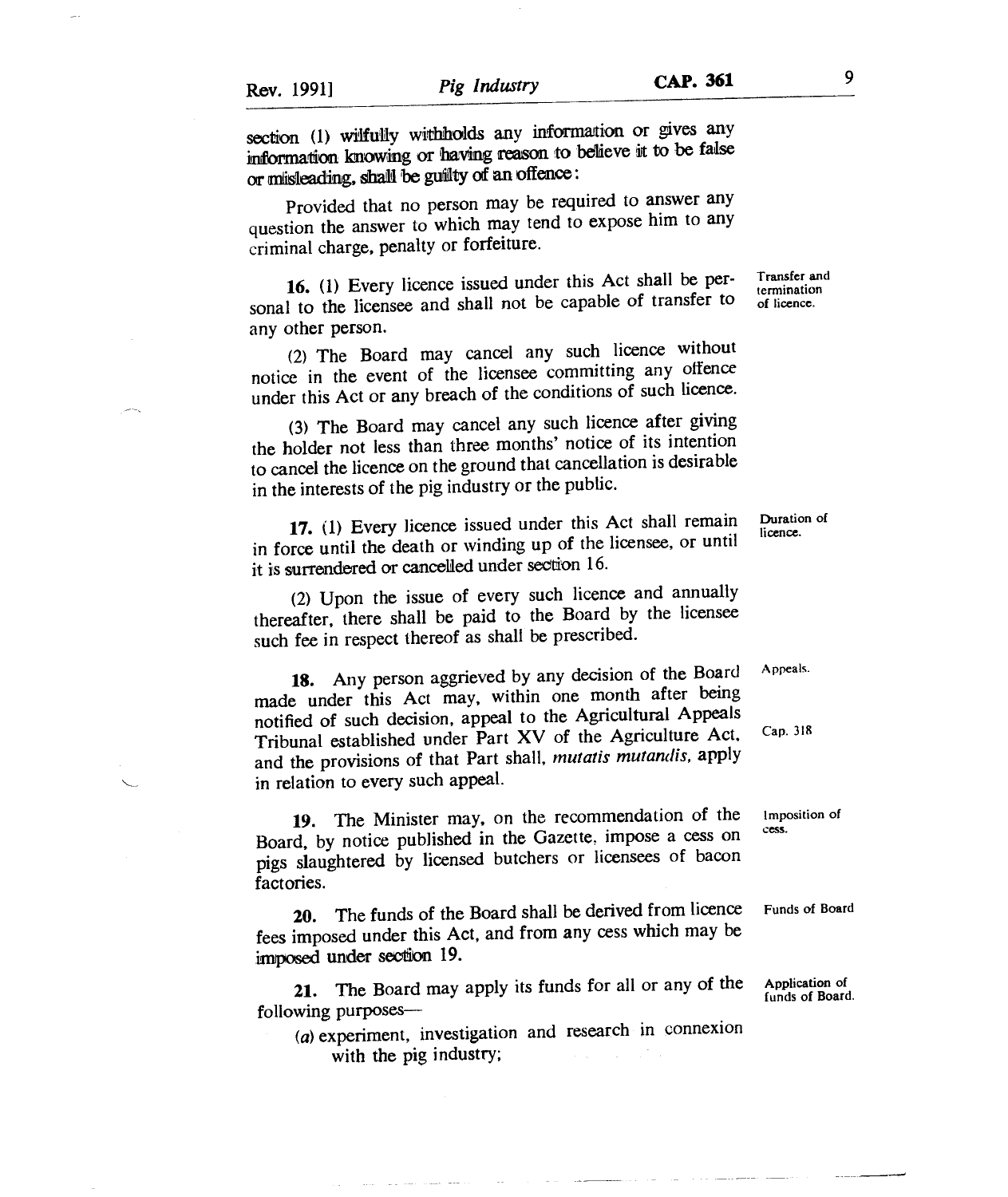section (1) wilfully withholds any information or gives any information knowing or having reason to believe it to be false or misleading, shall be guilty of an offence:

Provided that no person may be required to answer any question the answer to which may tend to expose him to any criminal charge, penalty or forfeiture.

Transfer and termination of licence.

**16.** (1) Every licence issued under this Act shall be personal to the licensee and shall not be capable of transfer to any other person.

(2) The Board may cancel any such licence without notice in the event of the licensee committing any offence under this Act or any breach of the conditions of such licence.

(3) The Board may cancel any such licence after giving the holder not less than three months' notice of its intention to cancel the licence on the ground that cancellation is desirable in the interests of the pig industry or the public.

Duration of licence.

**17.** (1) Every licence issued under this Act shall remain in force until the death or winding up of the licensee, or until it is surrendered or cancelled under section 16.

(2) Upon the issue of every such licence and annually thereafter, there shall be paid to the Board by the licensee such fee in respect thereof as shall be prescribed.

Appeals.

**18.** Any person aggrieved by any decision of the Board made under this Act may, within one month after being notified of such decision, appeal to the Agricultural Appeals Tribunal established under Part XV of the Agriculture Act, and the provisions of that Part shall, *mutatis mutandis*, apply in relation to every such appeal.

Cap. 318

Imposition of cess.

**19.** The Minister may, on the recommendation of the Board, by notice published in the Gazette, impose a cess on pigs slaughtered by licensed butchers or licensees of bacon factories.

Funds of Board

**20.** The funds of the Board shall be derived from licence fees imposed under this Act, and from any cess which may be imposed under section 19.

Application of funds of Board.

**21.** The Board may apply its funds for all or any of the following purposes—

(*a*) experiment, investigation and research in connexion with the pig industry;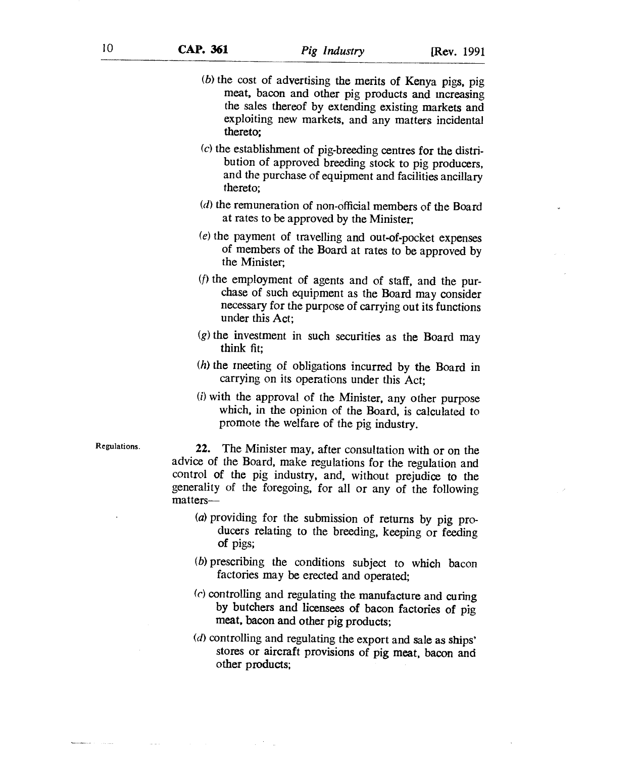(*b*) the cost of advertising the merits of Kenya pigs, pig meat, bacon and other pig products and increasing the sales thereof by extending existing markets and exploiting new markets, and any matters incidental thereto;

(*c*) the establishment of pig-breeding centres for the distribution of approved breeding stock to pig producers, and the purchase of equipment and facilities ancillary thereto;

(*d*) the remuneration of non-official members of the Board at rates to be approved by the Minister;

(*e*) the payment of travelling and out-of-pocket expenses of members of the Board at rates to be approved by the Minister;

(*f*) the employment of agents and of staff, and the purchase of such equipment as the Board may consider necessary for the purpose of carrying out its functions under this Act;

(*g*) the investment in such securities as the Board may think fit;

(*h*) the meeting of obligations incurred by the Board in carrying on its operations under this Act;

(*i*) with the approval of the Minister, any other purpose which, in the opinion of the Board, is calculated to promote the welfare of the pig industry.

Regulations.

**22.** The Minister may, after consultation with or on the advice of the Board, make regulations for the regulation and control of the pig industry, and, without prejudice to the generality of the foregoing, for all or any of the following matters—

(*a*) providing for the submission of returns by pig producers relating to the breeding, keeping or feeding of pigs;

(*b*) prescribing the conditions subject to which bacon factories may be erected and operated;

(*c*) controlling and regulating the manufacture and curing by butchers and licensees of bacon factories of pig meat, bacon and other pig products;

(*d*) controlling and regulating the export and sale as ships' stores or aircraft provisions of pig meat, bacon and other products;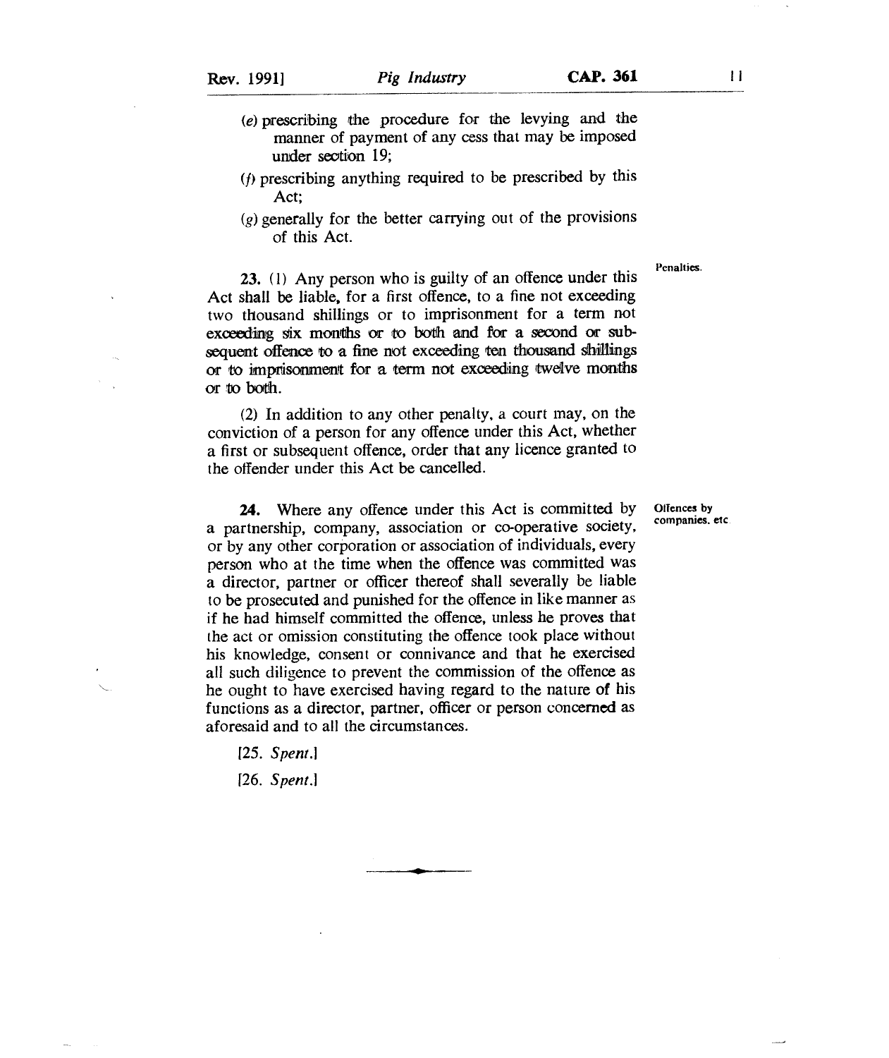(e) prescribing the procedure for the levying and the manner of payment of any cess that may be imposed under section 19;

(f) prescribing anything required to be prescribed by this Act;

(g) generally for the better carrying out of the provisions of this Act.

**Penalties.**

**23.** (1) Any person who is guilty of an offence under this Act shall be liable, for a first offence, to a fine not exceeding two thousand shillings or to imprisonment for a term not exceeding six months or to both and for a second or subsequent offence to a fine not exceeding ten thousand shillings or to imprisonment for a term not exceeding twelve months or to both.

(2) In addition to any other penalty, a court may, on the conviction of a person for any offence under this Act, whether a first or subsequent offence, order that any licence granted to the offender under this Act be cancelled.

**Offences by companies, etc.**

**24.** Where any offence under this Act is committed by a partnership, company, association or co-operative society, or by any other corporation or association of individuals, every person who at the time when the offence was committed was a director, partner or officer thereof shall severally be liable to be prosecuted and punished for the offence in like manner as if he had himself committed the offence, unless he proves that the act or omission constituting the offence took place without his knowledge, consent or connivance and that he exercised all such diligence to prevent the commission of the offence as he ought to have exercised having regard to the nature of his functions as a director, partner, officer or person concerned as aforesaid and to all the circumstances.

[25. *Spent.*]

[26. *Spent.*]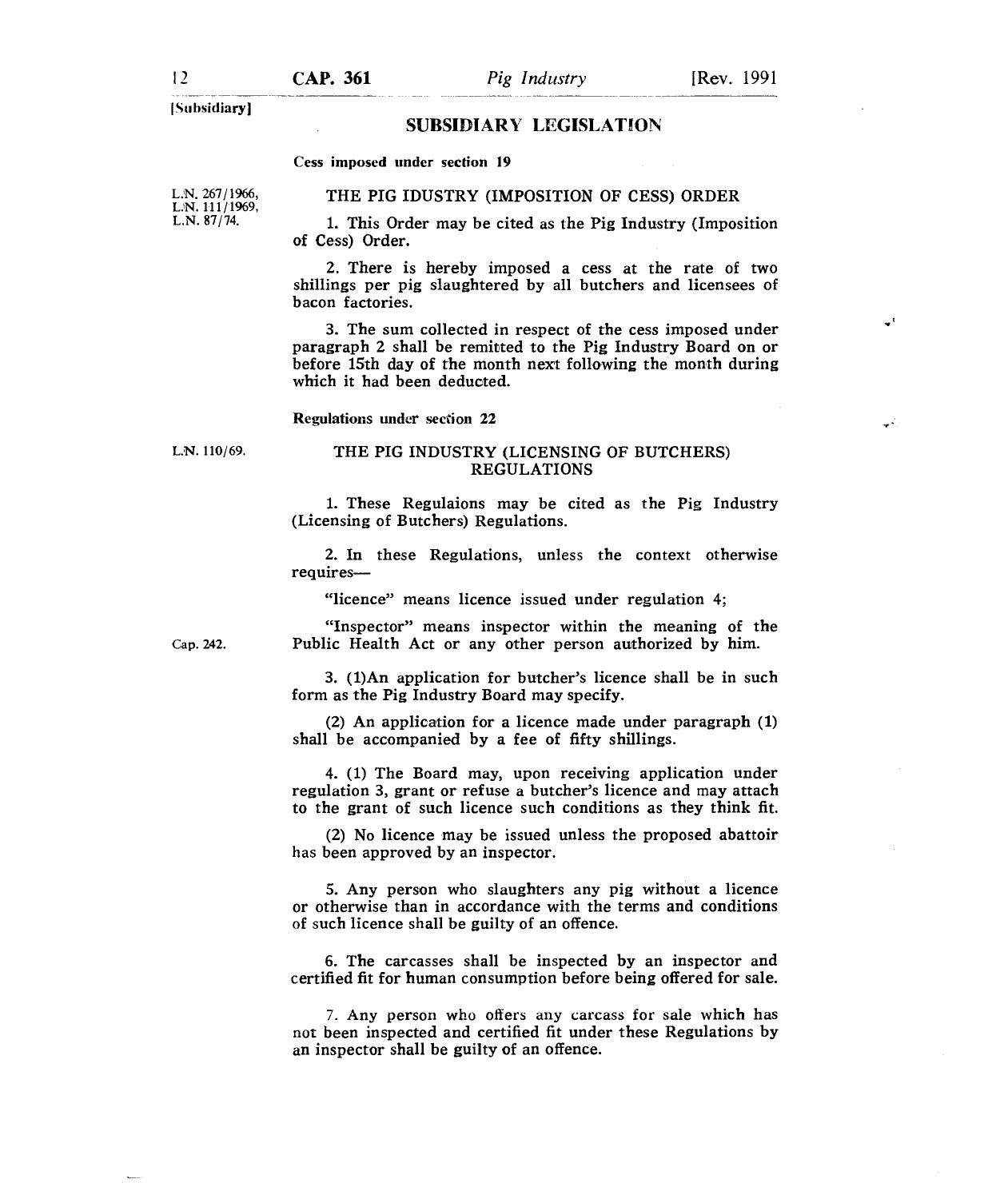[Subsidiary]

## SUBSIDIARY LEGISLATION

**Cess imposed under section 19**

L.N. 267/1966, L.N. 111/1969, L.N. 87/74.

### THE PIG IDUSTRY (IMPOSITION OF CESS) ORDER

1. This Order may be cited as the Pig Industry (Imposition of Cess) Order.

2. There is hereby imposed a cess at the rate of two shillings per pig slaughtered by all butchers and licensees of bacon factories.

3. The sum collected in respect of the cess imposed under paragraph 2 shall be remitted to the Pig Industry Board on or before 15th day of the month next following the month during which it had been deducted.

**Regulations under section 22**

L.N. 110/69.

### THE PIG INDUSTRY (LICENSING OF BUTCHERS) REGULATIONS

1. These Regulaions may be cited as the Pig Industry (Licensing of Butchers) Regulations.

2. In these Regulations, unless the context otherwise requires—

"licence" means licence issued under regulation 4;

"Inspector" means inspector within the meaning of the Public Health Act or any other person authorized by him.

Cap. 242.

3. (1)An application for butcher's licence shall be in such form as the Pig Industry Board may specify.

(2) An application for a licence made under paragraph (1) shall be accompanied by a fee of fifty shillings.

4. (1) The Board may, upon receiving application under regulation 3, grant or refuse a butcher's licence and may attach to the grant of such licence such conditions as they think fit.

(2) No licence may be issued unless the proposed abattoir has been approved by an inspector.

5. Any person who slaughters any pig without a licence or otherwise than in accordance with the terms and conditions of such licence shall be guilty of an offence.

6. The carcasses shall be inspected by an inspector and certified fit for human consumption before being offered for sale.

7. Any person who offers any carcass for sale which has not been inspected and certified fit under these Regulations by an inspector shall be guilty of an offence.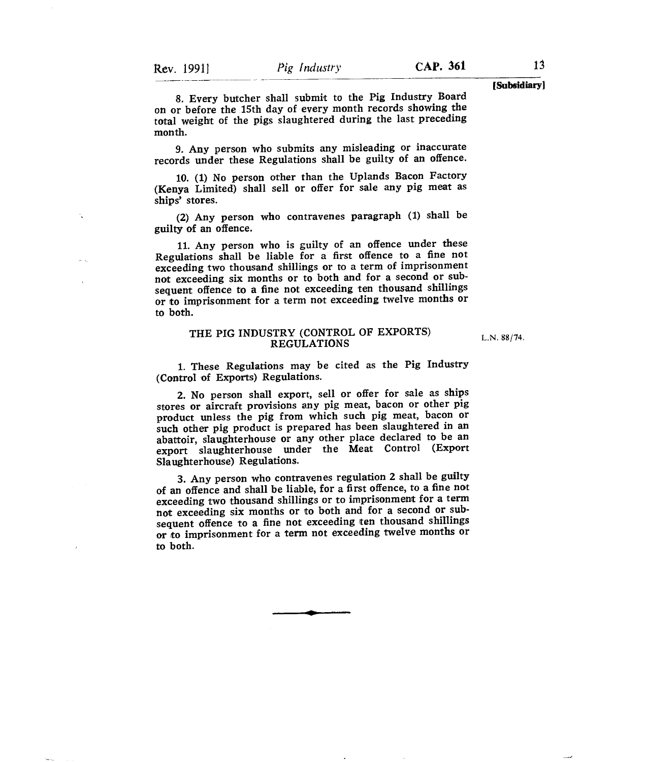8. Every butcher shall submit to the Pig Industry Board on or before the 15th day of every month records showing the total weight of the pigs slaughtered during the last preceding month.

9. Any person who submits any misleading or inaccurate records under these Regulations shall be guilty of an offence.

10. (1) No person other than the Uplands Bacon Factory (Kenya Limited) shall sell or offer for sale any pig meat as ships' stores.

(2) Any person who contravenes paragraph (1) shall be guilty of an offence.

11. Any person who is guilty of an offence under these Regulations shall be liable for a first offence to a fine not exceeding two thousand shillings or to a term of imprisonment not exceeding six months or to both and for a second or subsequent offence to a fine not exceeding ten thousand shillings or to imprisonment for a term not exceeding twelve months or to both.

## THE PIG INDUSTRY (CONTROL OF EXPORTS) REGULATIONS

L.N. 88/74.

1. These Regulations may be cited as the Pig Industry (Control of Exports) Regulations.

2. No person shall export, sell or offer for sale as ships stores or aircraft provisions any pig meat, bacon or other pig product unless the pig from which such pig meat, bacon or such other pig product is prepared has been slaughtered in an abattoir, slaughterhouse or any other place declared to be an export slaughterhouse under the Meat Control (Export Slaughterhouse) Regulations.

3. Any person who contravenes regulation 2 shall be guilty of an offence and shall be liable, for a first offence, to a fine not exceeding two thousand shillings or to imprisonment for a term not exceeding six months or to both and for a second or subsequent offence to a fine not exceeding ten thousand shillings or to imprisonment for a term not exceeding twelve months or to both.